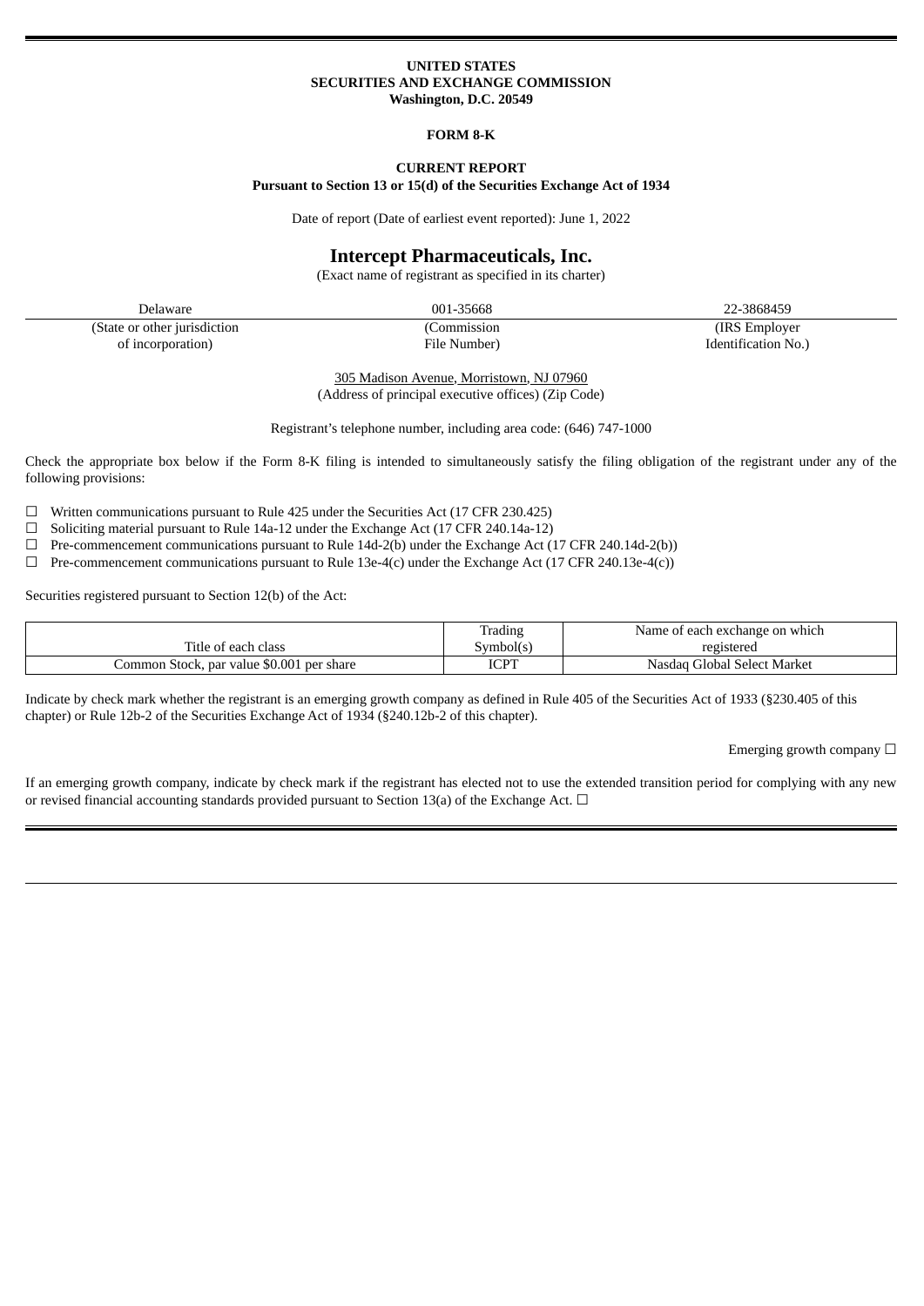**UNITED STATES**
**SECURITIES AND EXCHANGE COMMISSION**
**Washington, D.C. 20549**

**FORM 8-K**

**CURRENT REPORT**
**Pursuant to Section 13 or 15(d) of the Securities Exchange Act of 1934**

Date of report (Date of earliest event reported): June 1, 2022

# Intercept Pharmaceuticals, Inc.

(Exact name of registrant as specified in its charter)

| Delaware | 001-35668 | 22-3868459 |
|---|---|---|
| (State or other jurisdiction of incorporation) | (Commission File Number) | (IRS Employer Identification No.) |

305 Madison Avenue, Morristown, NJ 07960
(Address of principal executive offices) (Zip Code)

Registrant's telephone number, including area code: (646) 747-1000

Check the appropriate box below if the Form 8-K filing is intended to simultaneously satisfy the filing obligation of the registrant under any of the following provisions:

☐ Written communications pursuant to Rule 425 under the Securities Act (17 CFR 230.425)
☐ Soliciting material pursuant to Rule 14a-12 under the Exchange Act (17 CFR 240.14a-12)
☐ Pre-commencement communications pursuant to Rule 14d-2(b) under the Exchange Act (17 CFR 240.14d-2(b))
☐ Pre-commencement communications pursuant to Rule 13e-4(c) under the Exchange Act (17 CFR 240.13e-4(c))

Securities registered pursuant to Section 12(b) of the Act:

| Title of each class | Trading Symbol(s) | Name of each exchange on which registered |
|---|---|---|
| Common Stock, par value $0.001 per share | ICPT | Nasdaq Global Select Market |

Indicate by check mark whether the registrant is an emerging growth company as defined in Rule 405 of the Securities Act of 1933 (§230.405 of this chapter) or Rule 12b-2 of the Securities Exchange Act of 1934 (§240.12b-2 of this chapter).

Emerging growth company ☐

If an emerging growth company, indicate by check mark if the registrant has elected not to use the extended transition period for complying with any new or revised financial accounting standards provided pursuant to Section 13(a) of the Exchange Act. ☐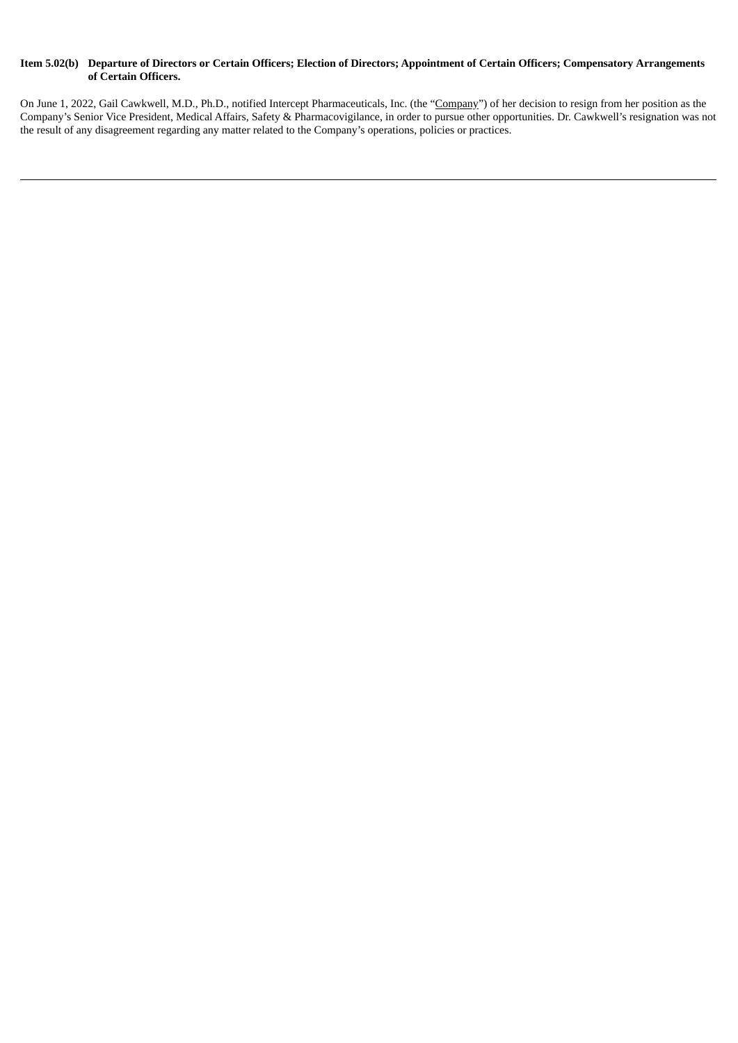**Item 5.02(b) Departure of Directors or Certain Officers; Election of Directors; Appointment of Certain Officers; Compensatory Arrangements of Certain Officers.**

On June 1, 2022, Gail Cawkwell, M.D., Ph.D., notified Intercept Pharmaceuticals, Inc. (the "Company") of her decision to resign from her position as the Company's Senior Vice President, Medical Affairs, Safety & Pharmacovigilance, in order to pursue other opportunities. Dr. Cawkwell's resignation was not the result of any disagreement regarding any matter related to the Company's operations, policies or practices.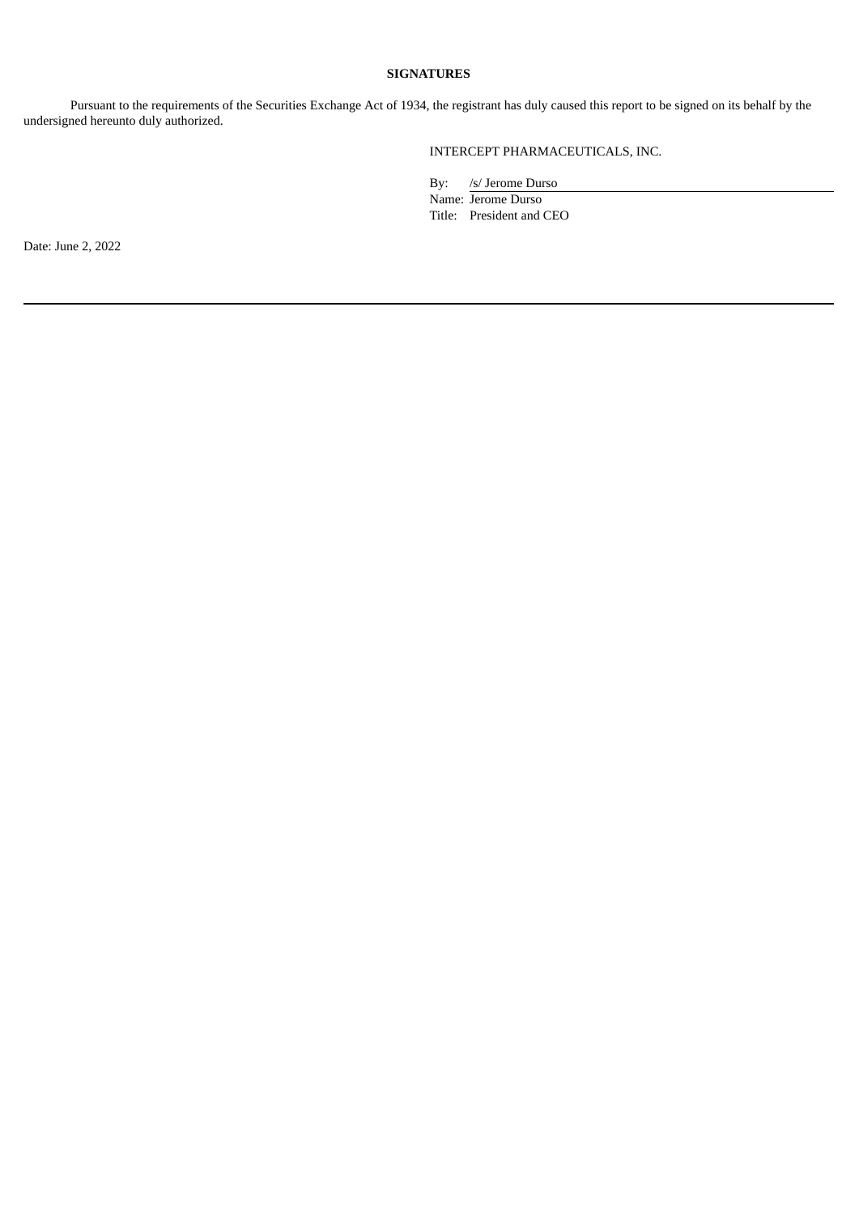**SIGNATURES**

Pursuant to the requirements of the Securities Exchange Act of 1934, the registrant has duly caused this report to be signed on its behalf by the undersigned hereunto duly authorized.

INTERCEPT PHARMACEUTICALS, INC.

| | |
|---|---|
| By: | /s/ Jerome Durso |
| Name: | Jerome Durso |
| Title: | President and CEO |

Date: June 2, 2022